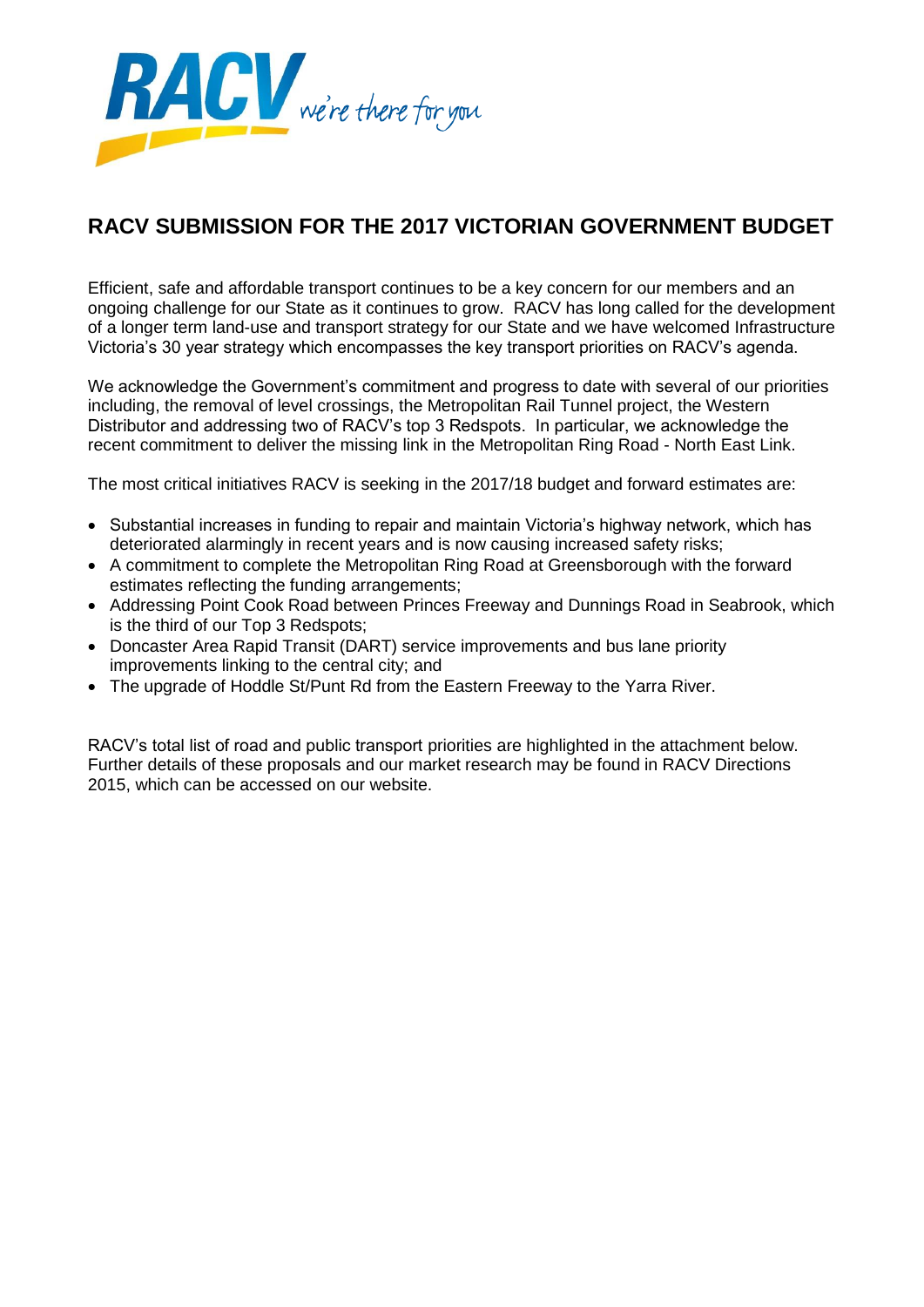# RACV SUBMISSION FOR THE 2017 VICTORIAN GOVERNMENT BUDGET

Efficient, safe and affordable transport continues to be a key concern for our members and an ongoing challenge for our State as it continues to grow. RACV has long called for the development of a longer term land-use and transport strategy for our State and we have welcomed Infrastructure Victoria's 30 year strategy which encompasses the key transport priorities on RACV's agenda.

We acknowledge the Government's commitment and progress to date with several of our priorities including, the removal of level crossings, the Metropolitan Rail Tunnel project, the Western Distributor and addressing two of RACV's top 3 Redspots. In particular, we acknowledge the recent commitment to deliver the missing link in the Metropolitan Ring Road - North East Link.

The most critical initiatives RACV is seeking in the 2017/18 budget and forward estimates are:

- Substantial increases in funding to repair and maintain Victoria's highway network, which has deteriorated alarmingly in recent years and is now causing increased safety risks;
- A commitment to complete the Metropolitan Ring Road at Greensborough with the forward estimates reflecting the funding arrangements;
- Addressing Point Cook Road between Princes Freeway and Dunnings Road in Seabrook, which is the third of our Top 3 Redspots;
- Doncaster Area Rapid Transit (DART) service improvements and bus lane priority improvements linking to the central city; and
- The upgrade of Hoddle St/Punt Rd from the Eastern Freeway to the Yarra River.

RACV's total list of road and public transport priorities are highlighted in the attachment below. Further details of these proposals and our market research may be found in RACV Directions 2015, which can be accessed on our website.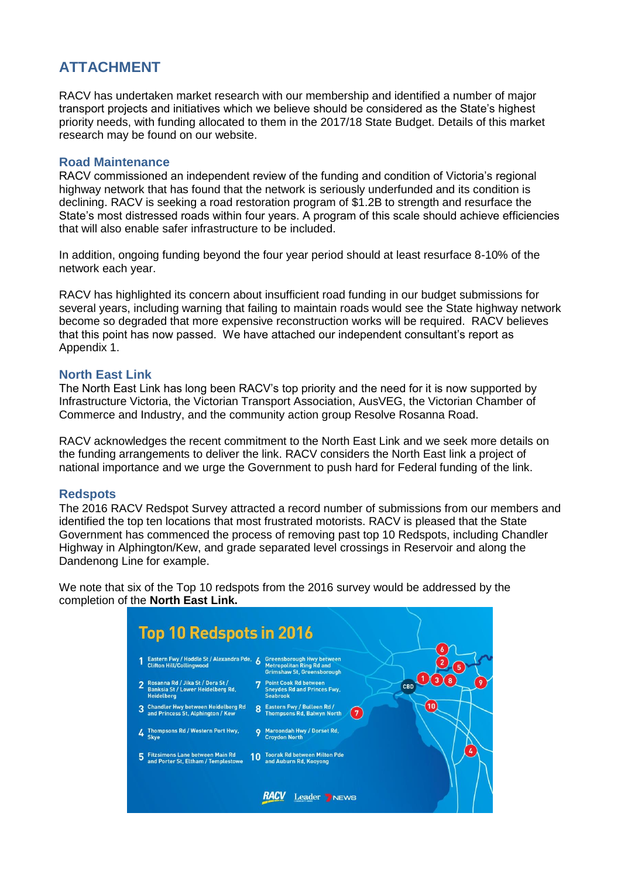## ATTACHMENT

RACV has undertaken market research with our membership and identified a number of major transport projects and initiatives which we believe should be considered as the State's highest priority needs, with funding allocated to them in the 2017/18 State Budget. Details of this market research may be found on our website.

### Road Maintenance

RACV commissioned an independent review of the funding and condition of Victoria's regional highway network that has found that the network is seriously underfunded and its condition is declining. RACV is seeking a road restoration program of $1.2B to strength and resurface the State's most distressed roads within four years. A program of this scale should achieve efficiencies that will also enable safer infrastructure to be included.

In addition, ongoing funding beyond the four year period should at least resurface 8-10% of the network each year.

RACV has highlighted its concern about insufficient road funding in our budget submissions for several years, including warning that failing to maintain roads would see the State highway network become so degraded that more expensive reconstruction works will be required. RACV believes that this point has now passed. We have attached our independent consultant's report as Appendix 1.

### North East Link

The North East Link has long been RACV's top priority and the need for it is now supported by Infrastructure Victoria, the Victorian Transport Association, AusVEG, the Victorian Chamber of Commerce and Industry, and the community action group Resolve Rosanna Road.

RACV acknowledges the recent commitment to the North East Link and we seek more details on the funding arrangements to deliver the link. RACV considers the North East link a project of national importance and we urge the Government to push hard for Federal funding of the link.

### Redspots

The 2016 RACV Redspot Survey attracted a record number of submissions from our members and identified the top ten locations that most frustrated motorists. RACV is pleased that the State Government has commenced the process of removing past top 10 Redspots, including Chandler Highway in Alphington/Kew, and grade separated level crossings in Reservoir and along the Dandenong Line for example.

We note that six of the Top 10 redspots from the 2016 survey would be addressed by the completion of the **North East Link.**

**Top 10 Redspots in 2016**

1. Eastern Fwy / Hoddle St / Alexandra Pde, Clifton Hill/Collingwood
2. Rosanna Rd / Jika St / Dora St / Banksia St / Lower Heidelberg Rd, Heidelberg
3. Chandler Hwy between Heidelberg Rd and Princess St, Alphington / Kew
4. Thompsons Rd / Western Port Hwy, Skye
5. Fitzsimons Lane between Main Rd and Porter St, Eltham / Templestowe
6. Greensborough Hwy between Metropolitan Ring Rd and Grimshaw St, Greensborough
7. Point Cook Rd between Sneydes Rd and Princes Fwy, Seabrook
8. Eastern Fwy / Bulleen Rd / Thompsons Rd, Balwyn North
9. Maroondah Hwy / Dorset Rd, Croydon North
10. Toorak Rd between Milton Pde and Auburn Rd, Kooyong

RACV Leader 7NEWS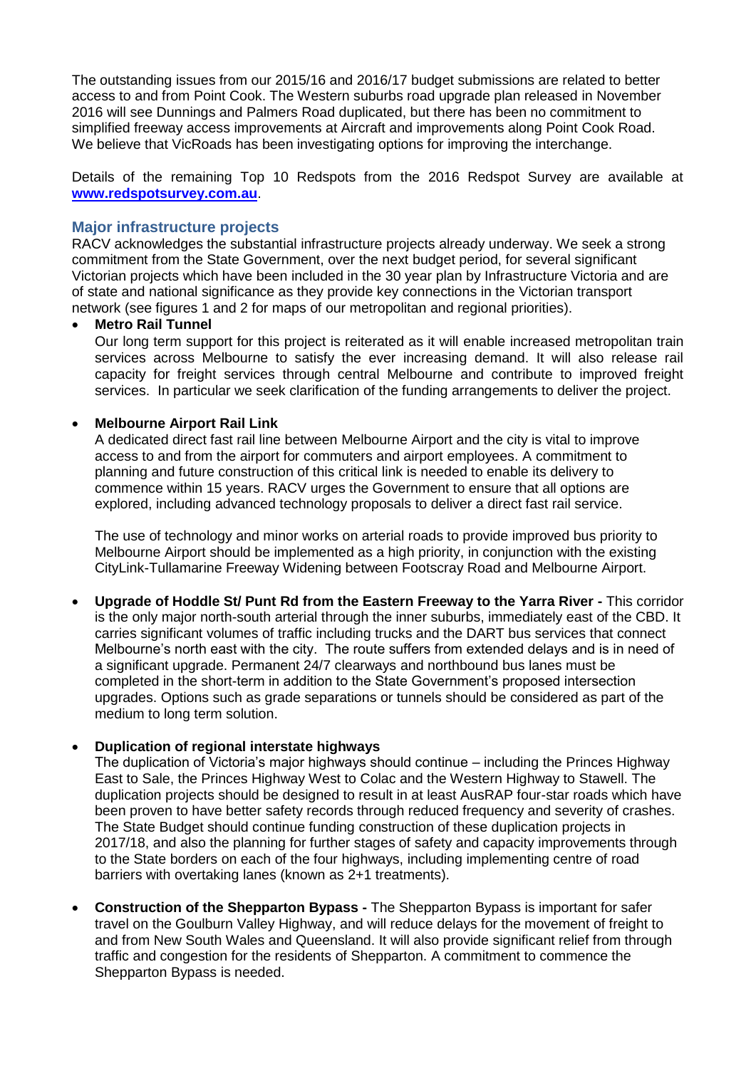The outstanding issues from our 2015/16 and 2016/17 budget submissions are related to better access to and from Point Cook. The Western suburbs road upgrade plan released in November 2016 will see Dunnings and Palmers Road duplicated, but there has been no commitment to simplified freeway access improvements at Aircraft and improvements along Point Cook Road. We believe that VicRoads has been investigating options for improving the interchange.

Details of the remaining Top 10 Redspots from the 2016 Redspot Survey are available at **www.redspotsurvey.com.au**.

## Major infrastructure projects

RACV acknowledges the substantial infrastructure projects already underway. We seek a strong commitment from the State Government, over the next budget period, for several significant Victorian projects which have been included in the 30 year plan by Infrastructure Victoria and are of state and national significance as they provide key connections in the Victorian transport network (see figures 1 and 2 for maps of our metropolitan and regional priorities).

- **Metro Rail Tunnel**
  Our long term support for this project is reiterated as it will enable increased metropolitan train services across Melbourne to satisfy the ever increasing demand. It will also release rail capacity for freight services through central Melbourne and contribute to improved freight services. In particular we seek clarification of the funding arrangements to deliver the project.

- **Melbourne Airport Rail Link**
  A dedicated direct fast rail line between Melbourne Airport and the city is vital to improve access to and from the airport for commuters and airport employees. A commitment to planning and future construction of this critical link is needed to enable its delivery to commence within 15 years. RACV urges the Government to ensure that all options are explored, including advanced technology proposals to deliver a direct fast rail service.

  The use of technology and minor works on arterial roads to provide improved bus priority to Melbourne Airport should be implemented as a high priority, in conjunction with the existing CityLink-Tullamarine Freeway Widening between Footscray Road and Melbourne Airport.

- **Upgrade of Hoddle St/ Punt Rd from the Eastern Freeway to the Yarra River -** This corridor is the only major north-south arterial through the inner suburbs, immediately east of the CBD. It carries significant volumes of traffic including trucks and the DART bus services that connect Melbourne's north east with the city. The route suffers from extended delays and is in need of a significant upgrade. Permanent 24/7 clearways and northbound bus lanes must be completed in the short-term in addition to the State Government's proposed intersection upgrades. Options such as grade separations or tunnels should be considered as part of the medium to long term solution.

- **Duplication of regional interstate highways**
  The duplication of Victoria's major highways should continue – including the Princes Highway East to Sale, the Princes Highway West to Colac and the Western Highway to Stawell. The duplication projects should be designed to result in at least AusRAP four-star roads which have been proven to have better safety records through reduced frequency and severity of crashes. The State Budget should continue funding construction of these duplication projects in 2017/18, and also the planning for further stages of safety and capacity improvements through to the State borders on each of the four highways, including implementing centre of road barriers with overtaking lanes (known as 2+1 treatments).

- **Construction of the Shepparton Bypass -** The Shepparton Bypass is important for safer travel on the Goulburn Valley Highway, and will reduce delays for the movement of freight to and from New South Wales and Queensland. It will also provide significant relief from through traffic and congestion for the residents of Shepparton. A commitment to commence the Shepparton Bypass is needed.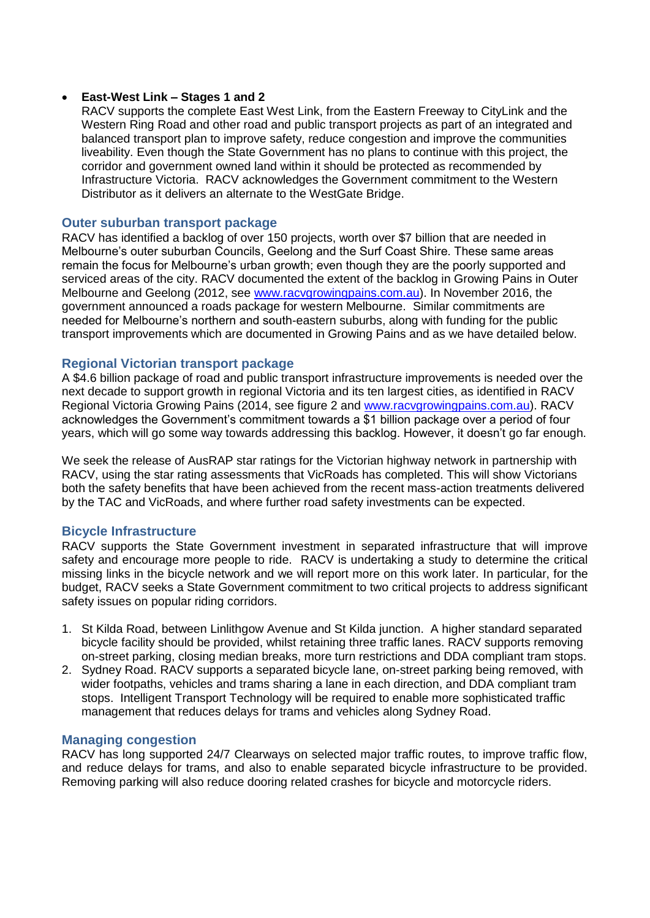- **East-West Link – Stages 1 and 2**
  RACV supports the complete East West Link, from the Eastern Freeway to CityLink and the Western Ring Road and other road and public transport projects as part of an integrated and balanced transport plan to improve safety, reduce congestion and improve the communities liveability. Even though the State Government has no plans to continue with this project, the corridor and government owned land within it should be protected as recommended by Infrastructure Victoria. RACV acknowledges the Government commitment to the Western Distributor as it delivers an alternate to the WestGate Bridge.

## Outer suburban transport package

RACV has identified a backlog of over 150 projects, worth over $7 billion that are needed in Melbourne's outer suburban Councils, Geelong and the Surf Coast Shire. These same areas remain the focus for Melbourne's urban growth; even though they are the poorly supported and serviced areas of the city. RACV documented the extent of the backlog in Growing Pains in Outer Melbourne and Geelong (2012, see www.racvgrowingpains.com.au). In November 2016, the government announced a roads package for western Melbourne. Similar commitments are needed for Melbourne's northern and south-eastern suburbs, along with funding for the public transport improvements which are documented in Growing Pains and as we have detailed below.

## Regional Victorian transport package

A $4.6 billion package of road and public transport infrastructure improvements is needed over the next decade to support growth in regional Victoria and its ten largest cities, as identified in RACV Regional Victoria Growing Pains (2014, see figure 2 and www.racvgrowingpains.com.au). RACV acknowledges the Government's commitment towards a $1 billion package over a period of four years, which will go some way towards addressing this backlog. However, it doesn't go far enough.

We seek the release of AusRAP star ratings for the Victorian highway network in partnership with RACV, using the star rating assessments that VicRoads has completed. This will show Victorians both the safety benefits that have been achieved from the recent mass-action treatments delivered by the TAC and VicRoads, and where further road safety investments can be expected.

## Bicycle Infrastructure

RACV supports the State Government investment in separated infrastructure that will improve safety and encourage more people to ride. RACV is undertaking a study to determine the critical missing links in the bicycle network and we will report more on this work later. In particular, for the budget, RACV seeks a State Government commitment to two critical projects to address significant safety issues on popular riding corridors.

1. St Kilda Road, between Linlithgow Avenue and St Kilda junction. A higher standard separated bicycle facility should be provided, whilst retaining three traffic lanes. RACV supports removing on-street parking, closing median breaks, more turn restrictions and DDA compliant tram stops.
2. Sydney Road. RACV supports a separated bicycle lane, on-street parking being removed, with wider footpaths, vehicles and trams sharing a lane in each direction, and DDA compliant tram stops. Intelligent Transport Technology will be required to enable more sophisticated traffic management that reduces delays for trams and vehicles along Sydney Road.

## Managing congestion

RACV has long supported 24/7 Clearways on selected major traffic routes, to improve traffic flow, and reduce delays for trams, and also to enable separated bicycle infrastructure to be provided. Removing parking will also reduce dooring related crashes for bicycle and motorcycle riders.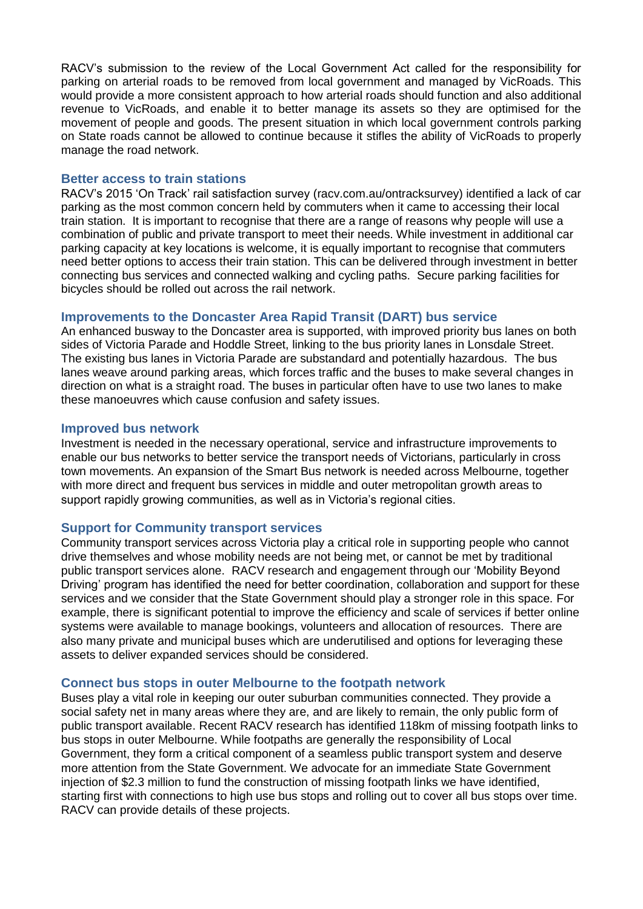RACV's submission to the review of the Local Government Act called for the responsibility for parking on arterial roads to be removed from local government and managed by VicRoads. This would provide a more consistent approach to how arterial roads should function and also additional revenue to VicRoads, and enable it to better manage its assets so they are optimised for the movement of people and goods. The present situation in which local government controls parking on State roads cannot be allowed to continue because it stifles the ability of VicRoads to properly manage the road network.

### Better access to train stations

RACV's 2015 'On Track' rail satisfaction survey (racv.com.au/ontracksurvey) identified a lack of car parking as the most common concern held by commuters when it came to accessing their local train station. It is important to recognise that there are a range of reasons why people will use a combination of public and private transport to meet their needs. While investment in additional car parking capacity at key locations is welcome, it is equally important to recognise that commuters need better options to access their train station. This can be delivered through investment in better connecting bus services and connected walking and cycling paths. Secure parking facilities for bicycles should be rolled out across the rail network.

### Improvements to the Doncaster Area Rapid Transit (DART) bus service

An enhanced busway to the Doncaster area is supported, with improved priority bus lanes on both sides of Victoria Parade and Hoddle Street, linking to the bus priority lanes in Lonsdale Street. The existing bus lanes in Victoria Parade are substandard and potentially hazardous. The bus lanes weave around parking areas, which forces traffic and the buses to make several changes in direction on what is a straight road. The buses in particular often have to use two lanes to make these manoeuvres which cause confusion and safety issues.

### Improved bus network

Investment is needed in the necessary operational, service and infrastructure improvements to enable our bus networks to better service the transport needs of Victorians, particularly in cross town movements. An expansion of the Smart Bus network is needed across Melbourne, together with more direct and frequent bus services in middle and outer metropolitan growth areas to support rapidly growing communities, as well as in Victoria's regional cities.

### Support for Community transport services

Community transport services across Victoria play a critical role in supporting people who cannot drive themselves and whose mobility needs are not being met, or cannot be met by traditional public transport services alone. RACV research and engagement through our 'Mobility Beyond Driving' program has identified the need for better coordination, collaboration and support for these services and we consider that the State Government should play a stronger role in this space. For example, there is significant potential to improve the efficiency and scale of services if better online systems were available to manage bookings, volunteers and allocation of resources. There are also many private and municipal buses which are underutilised and options for leveraging these assets to deliver expanded services should be considered.

### Connect bus stops in outer Melbourne to the footpath network

Buses play a vital role in keeping our outer suburban communities connected. They provide a social safety net in many areas where they are, and are likely to remain, the only public form of public transport available. Recent RACV research has identified 118km of missing footpath links to bus stops in outer Melbourne. While footpaths are generally the responsibility of Local Government, they form a critical component of a seamless public transport system and deserve more attention from the State Government. We advocate for an immediate State Government injection of $2.3 million to fund the construction of missing footpath links we have identified, starting first with connections to high use bus stops and rolling out to cover all bus stops over time. RACV can provide details of these projects.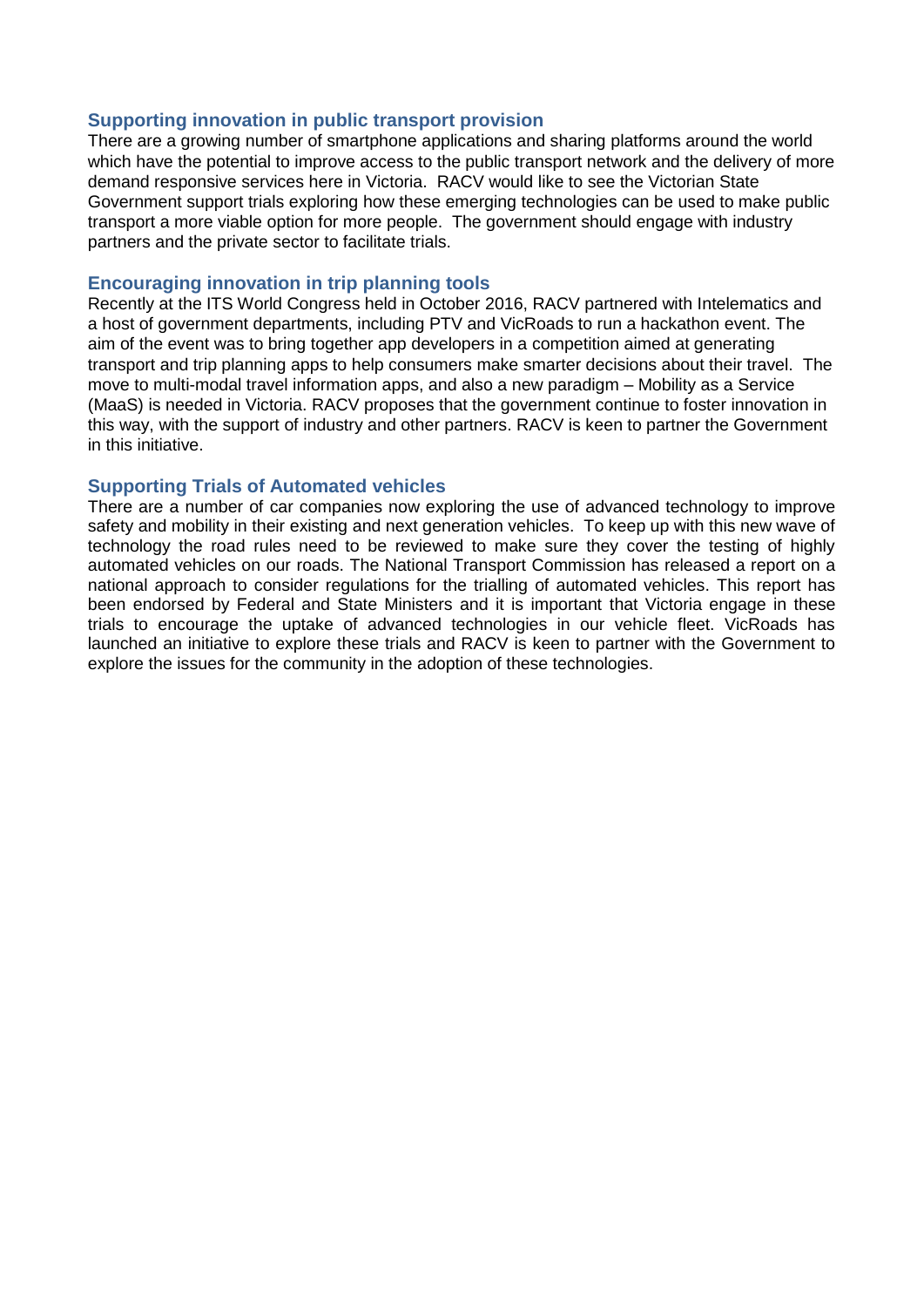### Supporting innovation in public transport provision

There are a growing number of smartphone applications and sharing platforms around the world which have the potential to improve access to the public transport network and the delivery of more demand responsive services here in Victoria. RACV would like to see the Victorian State Government support trials exploring how these emerging technologies can be used to make public transport a more viable option for more people. The government should engage with industry partners and the private sector to facilitate trials.

### Encouraging innovation in trip planning tools

Recently at the ITS World Congress held in October 2016, RACV partnered with Intelematics and a host of government departments, including PTV and VicRoads to run a hackathon event. The aim of the event was to bring together app developers in a competition aimed at generating transport and trip planning apps to help consumers make smarter decisions about their travel. The move to multi-modal travel information apps, and also a new paradigm – Mobility as a Service (MaaS) is needed in Victoria. RACV proposes that the government continue to foster innovation in this way, with the support of industry and other partners. RACV is keen to partner the Government in this initiative.

### Supporting Trials of Automated vehicles

There are a number of car companies now exploring the use of advanced technology to improve safety and mobility in their existing and next generation vehicles. To keep up with this new wave of technology the road rules need to be reviewed to make sure they cover the testing of highly automated vehicles on our roads. The National Transport Commission has released a report on a national approach to consider regulations for the trialling of automated vehicles. This report has been endorsed by Federal and State Ministers and it is important that Victoria engage in these trials to encourage the uptake of advanced technologies in our vehicle fleet. VicRoads has launched an initiative to explore these trials and RACV is keen to partner with the Government to explore the issues for the community in the adoption of these technologies.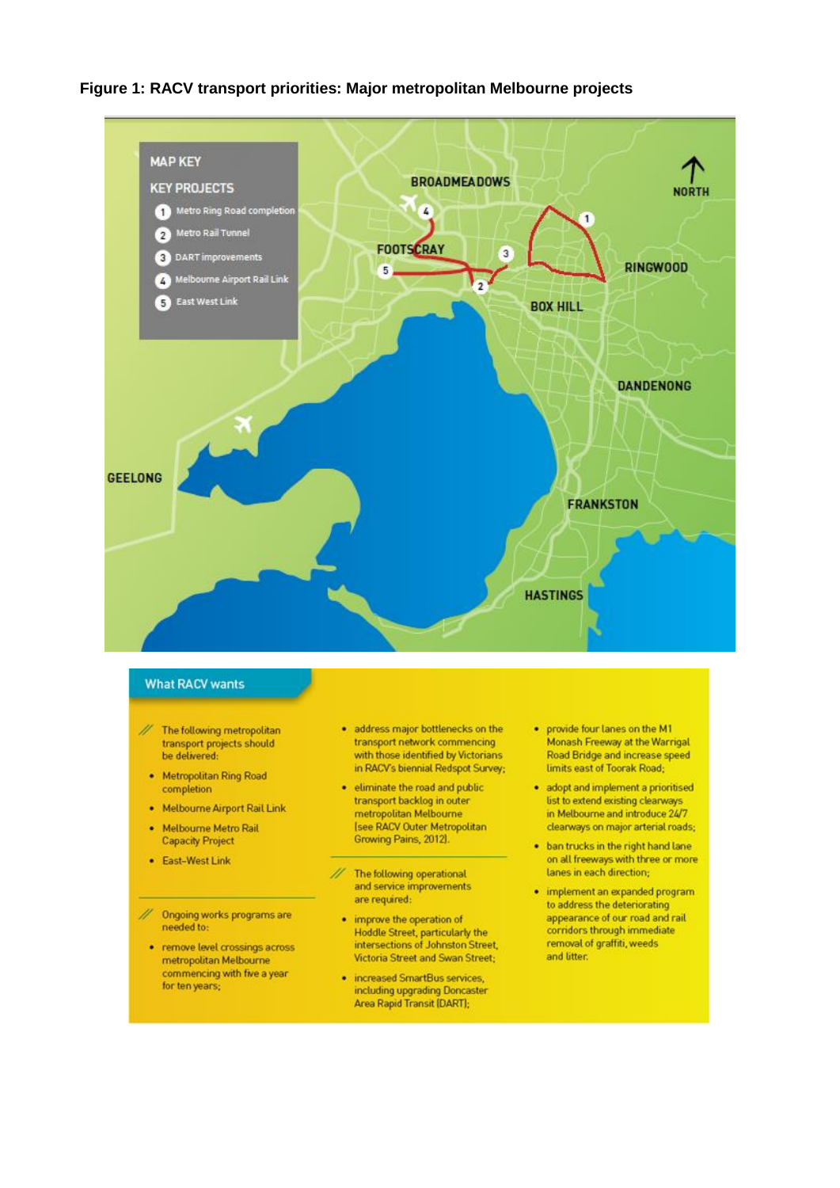**Figure 1: RACV transport priorities: Major metropolitan Melbourne projects**

MAP KEY

KEY PROJECTS

1. Metro Ring Road completion
2. Metro Rail Tunnel
3. DART improvements
4. Melbourne Airport Rail Link
5. East West Link

BROADMEADOWS · NORTH · FOOTSCRAY · RINGWOOD · BOX HILL · DANDENONG · GEELONG · FRANKSTON · HASTINGS

## What RACV wants

The following metropolitan transport projects should be delivered:

- Metropolitan Ring Road completion
- Melbourne Airport Rail Link
- Melbourne Metro Rail Capacity Project
- East-West Link

Ongoing works programs are needed to:

- remove level crossings across metropolitan Melbourne commencing with five a year for ten years;
- address major bottlenecks on the transport network commencing with those identified by Victorians in RACV's biennial Redspot Survey;
- eliminate the road and public transport backlog in outer metropolitan Melbourne [see RACV Outer Metropolitan Growing Pains, 2012].

The following operational and service improvements are required:

- improve the operation of Hoddle Street, particularly the intersections of Johnston Street, Victoria Street and Swan Street;
- increased SmartBus services, including upgrading Doncaster Area Rapid Transit (DART);
- provide four lanes on the M1 Monash Freeway at the Warrigal Road Bridge and increase speed limits east of Toorak Road;
- adopt and implement a prioritised list to extend existing clearways in Melbourne and introduce 24/7 clearways on major arterial roads;
- ban trucks in the right hand lane on all freeways with three or more lanes in each direction;
- implement an expanded program to address the deteriorating appearance of our road and rail corridors through immediate removal of graffiti, weeds and litter.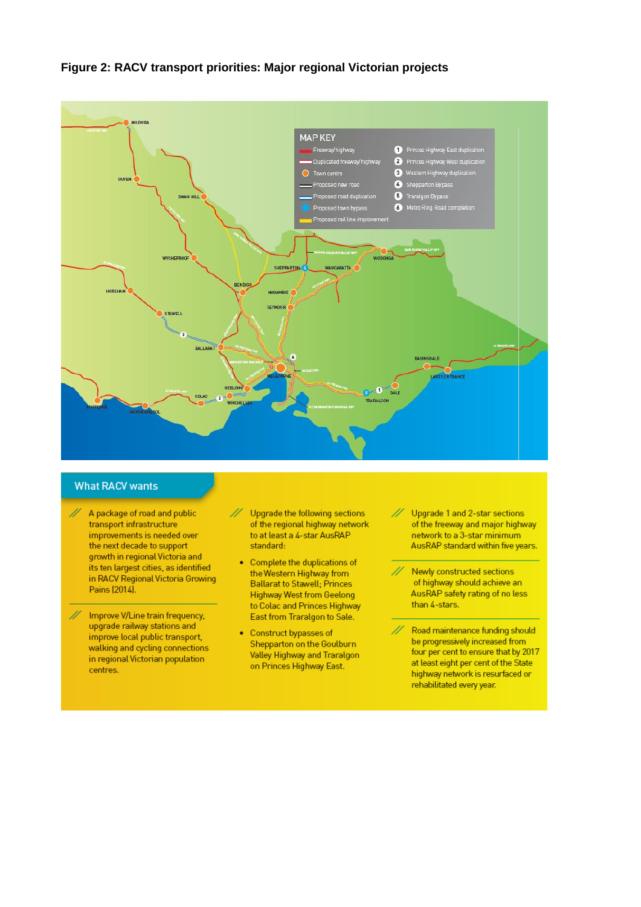**Figure 2: RACV transport priorities: Major regional Victorian projects**

MAP KEY

Freeway/highway

Duplicated freeway/highway

Town centre

Proposed new road

Proposed road duplication

Proposed town bypass

Proposed rail line improvement

1 Princes Highway East duplication

2 Princes Highway West duplication

3 Western Highway duplication

4 Shepparton Bypass

5 Traralgon Bypass

6 Metro Ring Road completion

MILDURA

OUYEN

SWAN HILL

WYCHEPROOF

HORSHAM

STAWELL

BALLARAT

BENDIGO

SHEPPARTON

WANGARATTA

WODONGA

NAGAMBIE

SEYMOUR

MELBOURNE

GEELONG

COLAC

WINCHELSEA

PORTLAND

WARRNAMBOOL

TRARALGON

SALE

BAIRNSDALE

LAKES ENTRANCE

## What RACV wants

- A package of road and public transport infrastructure improvements is needed over the next decade to support growth in regional Victoria and its ten largest cities, as identified in RACV Regional Victoria Growing Pains (2014).

- Improve V/Line train frequency, upgrade railway stations and improve local public transport, walking and cycling connections in regional Victorian population centres.

- Upgrade the following sections of the regional highway network to at least a 4-star AusRAP standard:
  - Complete the duplications of the Western Highway from Ballarat to Stawell; Princes Highway West from Geelong to Colac and Princes Highway East from Traralgon to Sale.
  - Construct bypasses of Shepparton on the Goulburn Valley Highway and Traralgon on Princes Highway East.

- Upgrade 1 and 2-star sections of the freeway and major highway network to a 3-star minimum AusRAP standard within five years.

- Newly constructed sections of highway should achieve an AusRAP safety rating of no less than 4-stars.

- Road maintenance funding should be progressively increased from four per cent to ensure that by 2017 at least eight per cent of the State highway network is resurfaced or rehabilitated every year.